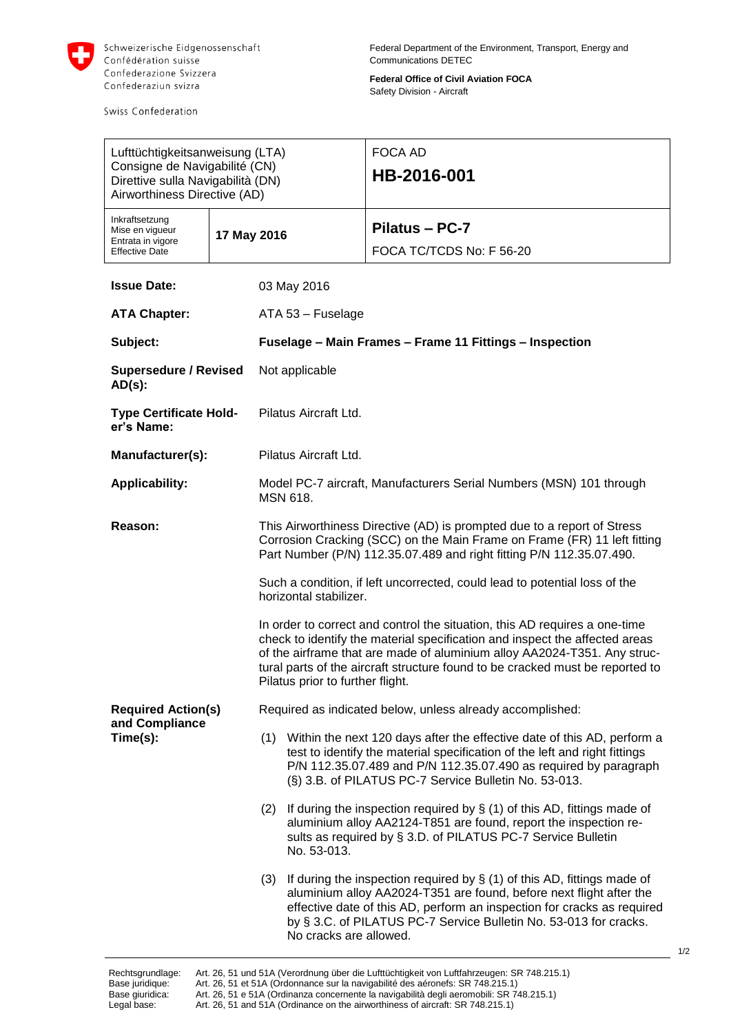Schweizerische Eidgenossenschaft
Confédération suisse
Confederazione Svizzera
Confederaziun svizra

Swiss Confederation

Federal Department of the Environment, Transport, Energy and Communications DETEC

**Federal Office of Civil Aviation FOCA**
Safety Division - Aircraft

| Lufttüchtigkeitsanweisung (LTA) Consigne de Navigabilité (CN) Direttive sulla Navigabilità (DN) Airworthiness Directive (AD) | | FOCA AD **HB-2016-001** |
|---|---|---|
| Inkraftsetzung Mise en vigueur Entrata in vigore Effective Date | **17 May 2016** | **Pilatus – PC-7** FOCA TC/TCDS No: F 56-20 |

**Issue Date:** 03 May 2016

**ATA Chapter:** ATA 53 – Fuselage

**Subject:** **Fuselage – Main Frames – Frame 11 Fittings – Inspection**

**Supersedure / Revised AD(s):** Not applicable

**Type Certificate Holder's Name:** Pilatus Aircraft Ltd.

**Manufacturer(s):** Pilatus Aircraft Ltd.

**Applicability:** Model PC-7 aircraft, Manufacturers Serial Numbers (MSN) 101 through MSN 618.

**Reason:** This Airworthiness Directive (AD) is prompted due to a report of Stress Corrosion Cracking (SCC) on the Main Frame on Frame (FR) 11 left fitting Part Number (P/N) 112.35.07.489 and right fitting P/N 112.35.07.490.

Such a condition, if left uncorrected, could lead to potential loss of the horizontal stabilizer.

In order to correct and control the situation, this AD requires a one-time check to identify the material specification and inspect the affected areas of the airframe that are made of aluminium alloy AA2024-T351. Any structural parts of the aircraft structure found to be cracked must be reported to Pilatus prior to further flight.

**Required Action(s) and Compliance Time(s):** Required as indicated below, unless already accomplished:

(1) Within the next 120 days after the effective date of this AD, perform a test to identify the material specification of the left and right fittings P/N 112.35.07.489 and P/N 112.35.07.490 as required by paragraph (§) 3.B. of PILATUS PC-7 Service Bulletin No. 53-013.

(2) If during the inspection required by § (1) of this AD, fittings made of aluminium alloy AA2124-T851 are found, report the inspection results as required by § 3.D. of PILATUS PC-7 Service Bulletin No. 53-013.

(3) If during the inspection required by § (1) of this AD, fittings made of aluminium alloy AA2024-T351 are found, before next flight after the effective date of this AD, perform an inspection for cracks as required by § 3.C. of PILATUS PC-7 Service Bulletin No. 53-013 for cracks. No cracks are allowed.

Rechtsgrundlage: Art. 26, 51 und 51A (Verordnung über die Lufttüchtigkeit von Luftfahrzeugen: SR 748.215.1)
Base juridique: Art. 26, 51 et 51A (Ordonnance sur la navigabilité des aéronefs: SR 748.215.1)
Base giuridica: Art. 26, 51 e 51A (Ordinanza concernente la navigabilità degli aeromobili: SR 748.215.1)
Legal base: Art. 26, 51 and 51A (Ordinance on the airworthiness of aircraft: SR 748.215.1)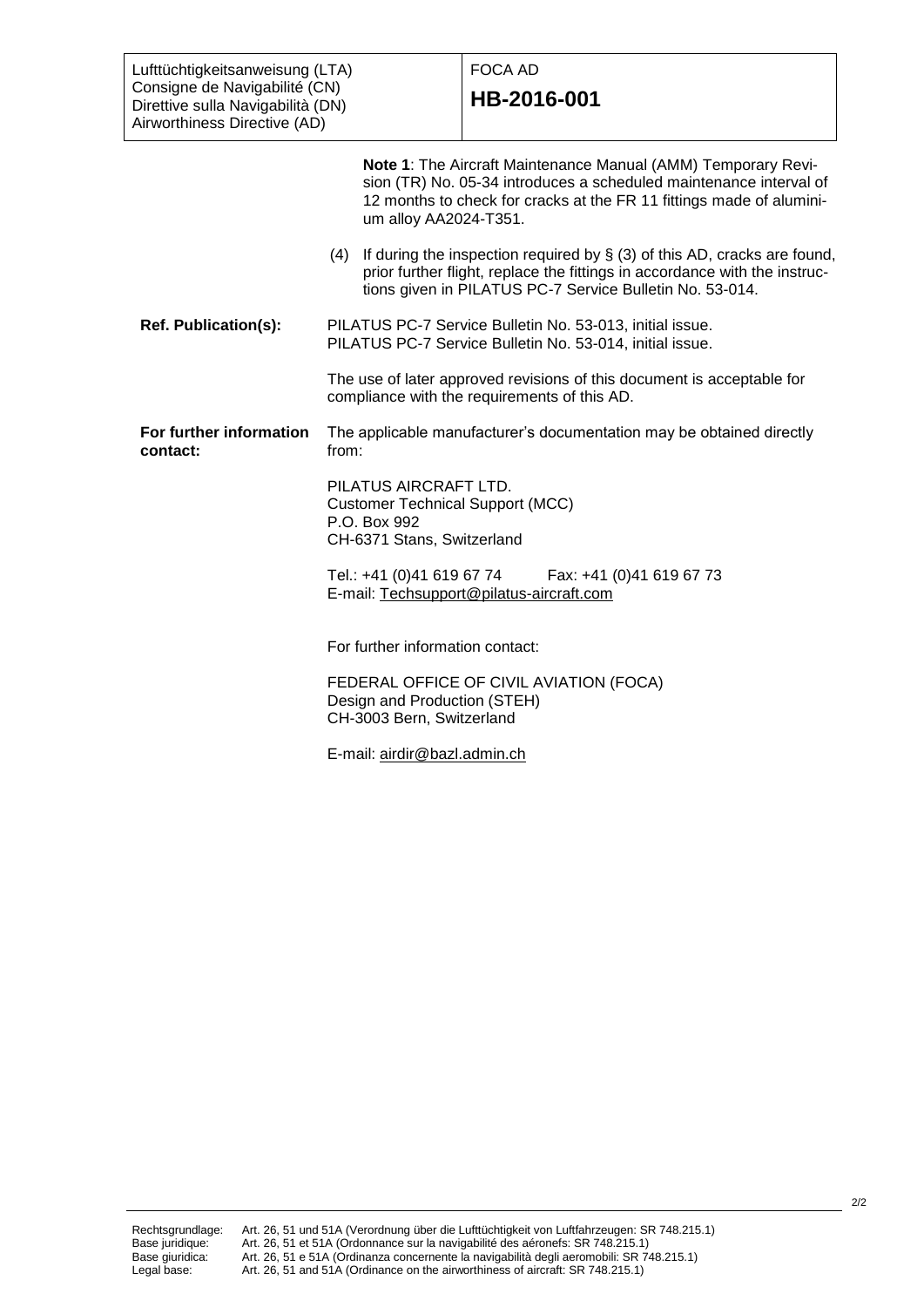**Note 1**: The Aircraft Maintenance Manual (AMM) Temporary Revision (TR) No. 05-34 introduces a scheduled maintenance interval of 12 months to check for cracks at the FR 11 fittings made of aluminium alloy AA2024-T351.

(4) If during the inspection required by § (3) of this AD, cracks are found, prior further flight, replace the fittings in accordance with the instructions given in PILATUS PC-7 Service Bulletin No. 53-014.

**Ref. Publication(s):**

PILATUS PC-7 Service Bulletin No. 53-013, initial issue.
PILATUS PC-7 Service Bulletin No. 53-014, initial issue.

The use of later approved revisions of this document is acceptable for compliance with the requirements of this AD.

**For further information contact:**

The applicable manufacturer's documentation may be obtained directly from:

PILATUS AIRCRAFT LTD.
Customer Technical Support (MCC)
P.O. Box 992
CH-6371 Stans, Switzerland

Tel.: +41 (0)41 619 67 74    Fax: +41 (0)41 619 67 73
E-mail: Techsupport@pilatus-aircraft.com

For further information contact:

FEDERAL OFFICE OF CIVIL AVIATION (FOCA)
Design and Production (STEH)
CH-3003 Bern, Switzerland

E-mail: airdir@bazl.admin.ch